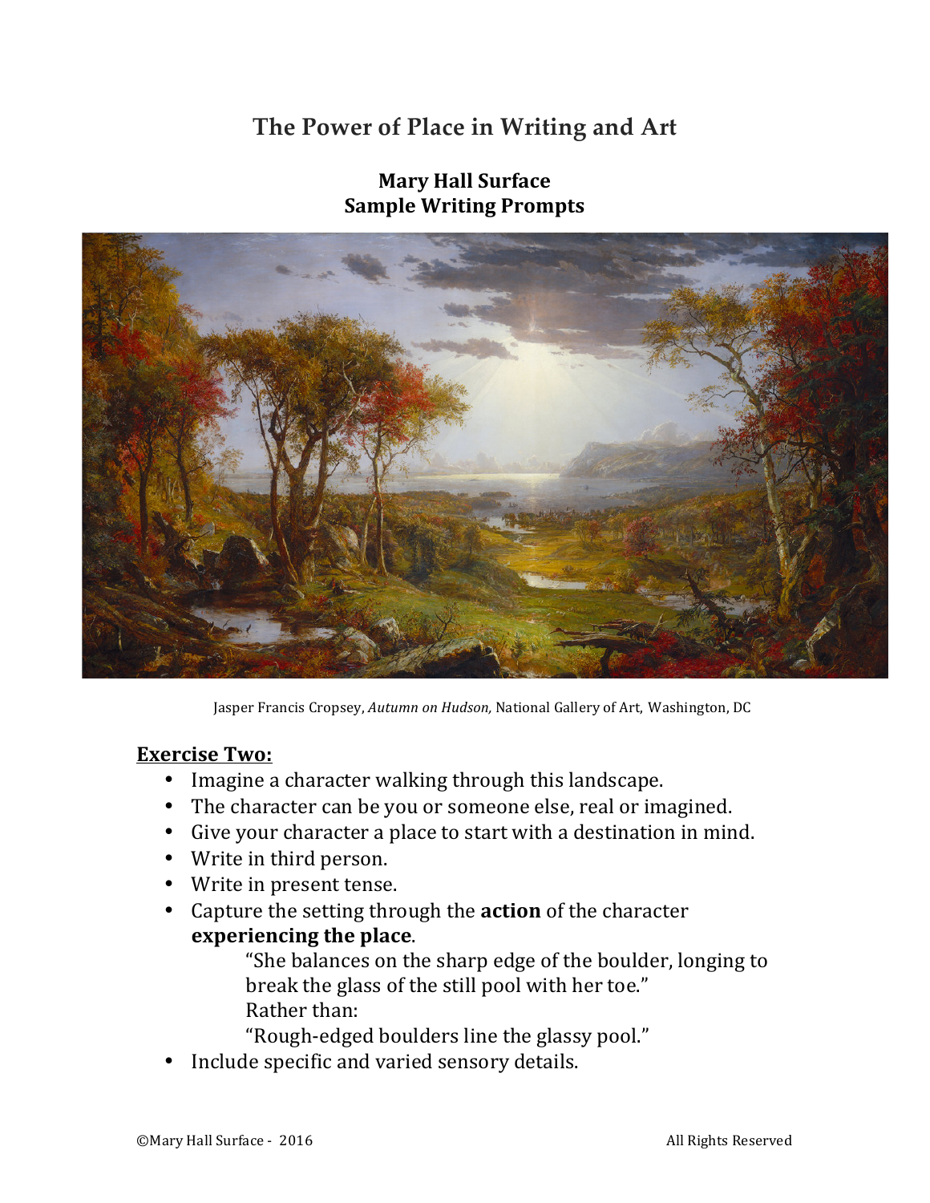# The Power of Place in Writing and Art

**Mary Hall Surface**
**Sample Writing Prompts**

Jasper Francis Cropsey, *Autumn on Hudson,* National Gallery of Art, Washington, DC

**Exercise Two:**

- Imagine a character walking through this landscape.
- The character can be you or someone else, real or imagined.
- Give your character a place to start with a destination in mind.
- Write in third person.
- Write in present tense.
- Capture the setting through the **action** of the character **experiencing the place**.

  "She balances on the sharp edge of the boulder, longing to break the glass of the still pool with her toe."
  Rather than:
  "Rough-edged boulders line the glassy pool."
- Include specific and varied sensory details.

©Mary Hall Surface - 2016 All Rights Reserved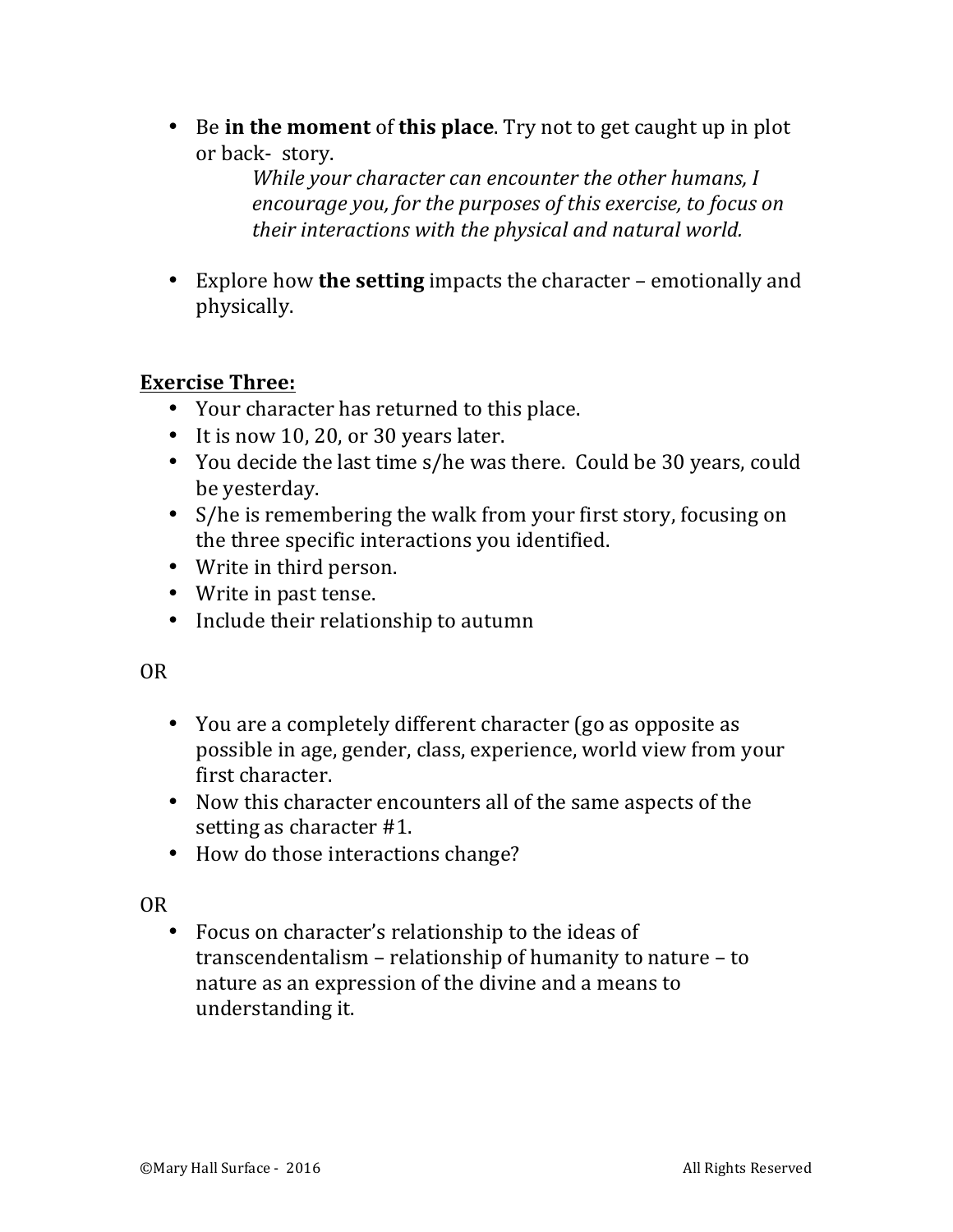- Be **in the moment** of **this place**. Try not to get caught up in plot or back- story.

  *While your character can encounter the other humans, I encourage you, for the purposes of this exercise, to focus on their interactions with the physical and natural world.*

- Explore how **the setting** impacts the character – emotionally and physically.

**<u>Exercise Three:</u>**

- Your character has returned to this place.
- It is now 10, 20, or 30 years later.
- You decide the last time s/he was there. Could be 30 years, could be yesterday.
- S/he is remembering the walk from your first story, focusing on the three specific interactions you identified.
- Write in third person.
- Write in past tense.
- Include their relationship to autumn

OR

- You are a completely different character (go as opposite as possible in age, gender, class, experience, world view from your first character.
- Now this character encounters all of the same aspects of the setting as character #1.
- How do those interactions change?

OR

- Focus on character's relationship to the ideas of transcendentalism – relationship of humanity to nature – to nature as an expression of the divine and a means to understanding it.

©Mary Hall Surface - 2016 All Rights Reserved